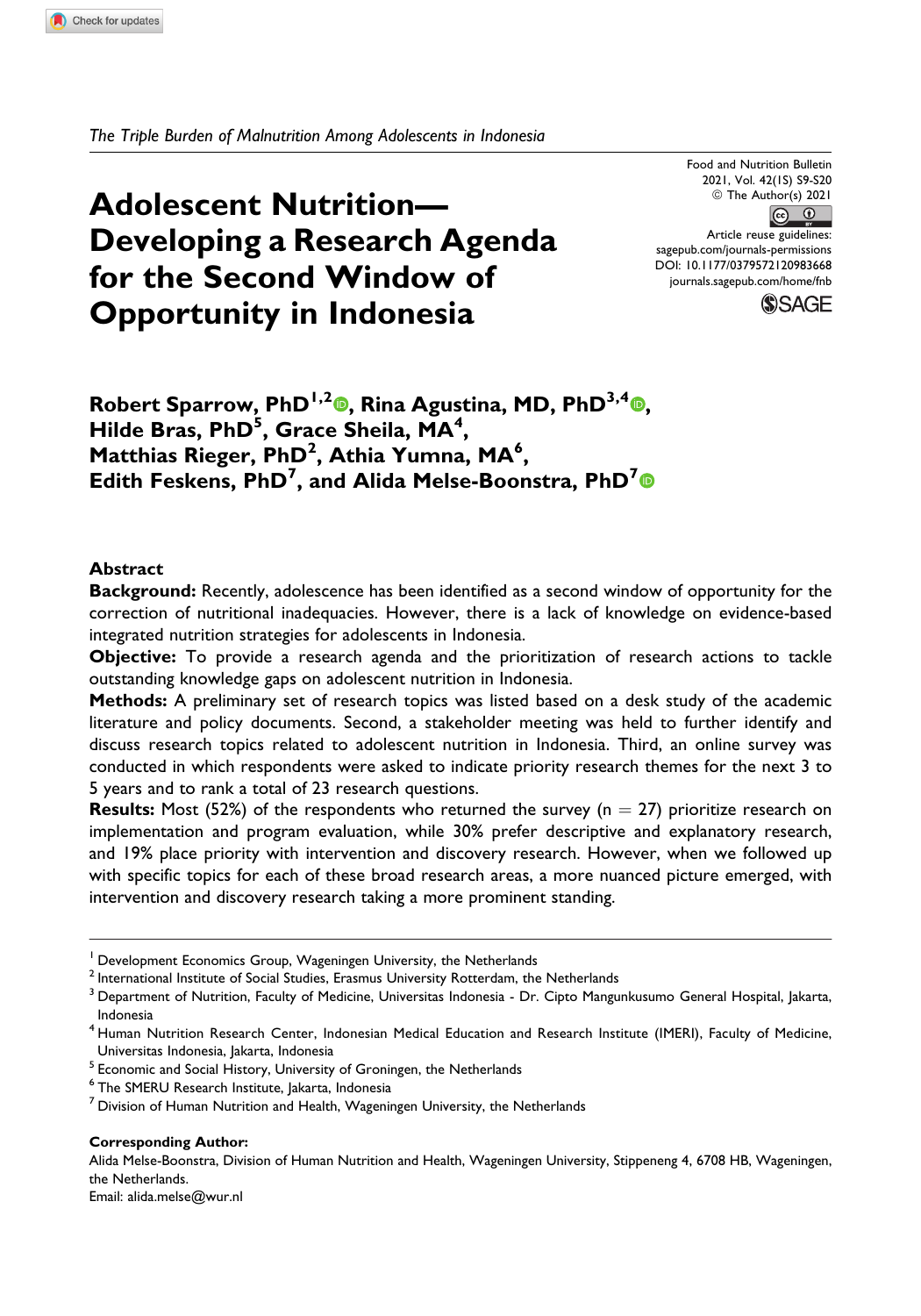*The Triple Burden of Malnutrition Among Adolescents in Indonesia*

# Adolescent Nutrition—Developing a Research Agenda for the Second Window of Opportunity in Indonesia

Food and Nutrition Bulletin
2021, Vol. 42(1S) S9-S20
© The Author(s) 2021
Article reuse guidelines:
sagepub.com/journals-permissions
DOI: 10.1177/0379572120983668
journals.sagepub.com/home/fnb

**Robert Sparrow, PhD[1,2], Rina Agustina, MD, PhD[3,4], Hilde Bras, PhD[5], Grace Sheila, MA[4], Matthias Rieger, PhD[2], Athia Yumna, MA[6], Edith Feskens, PhD[7], and Alida Melse-Boonstra, PhD[7]**

## Abstract

**Background:** Recently, adolescence has been identified as a second window of opportunity for the correction of nutritional inadequacies. However, there is a lack of knowledge on evidence-based integrated nutrition strategies for adolescents in Indonesia.

**Objective:** To provide a research agenda and the prioritization of research actions to tackle outstanding knowledge gaps on adolescent nutrition in Indonesia.

**Methods:** A preliminary set of research topics was listed based on a desk study of the academic literature and policy documents. Second, a stakeholder meeting was held to further identify and discuss research topics related to adolescent nutrition in Indonesia. Third, an online survey was conducted in which respondents were asked to indicate priority research themes for the next 3 to 5 years and to rank a total of 23 research questions.

**Results:** Most (52%) of the respondents who returned the survey (n = 27) prioritize research on implementation and program evaluation, while 30% prefer descriptive and explanatory research, and 19% place priority with intervention and discovery research. However, when we followed up with specific topics for each of these broad research areas, a more nuanced picture emerged, with intervention and discovery research taking a more prominent standing.

---

[1] Development Economics Group, Wageningen University, the Netherlands
[2] International Institute of Social Studies, Erasmus University Rotterdam, the Netherlands
[3] Department of Nutrition, Faculty of Medicine, Universitas Indonesia - Dr. Cipto Mangunkusumo General Hospital, Jakarta, Indonesia
[4] Human Nutrition Research Center, Indonesian Medical Education and Research Institute (IMERI), Faculty of Medicine, Universitas Indonesia, Jakarta, Indonesia
[5] Economic and Social History, University of Groningen, the Netherlands
[6] The SMERU Research Institute, Jakarta, Indonesia
[7] Division of Human Nutrition and Health, Wageningen University, the Netherlands

**Corresponding Author:**
Alida Melse-Boonstra, Division of Human Nutrition and Health, Wageningen University, Stippeneng 4, 6708 HB, Wageningen, the Netherlands.
Email: alida.melse@wur.nl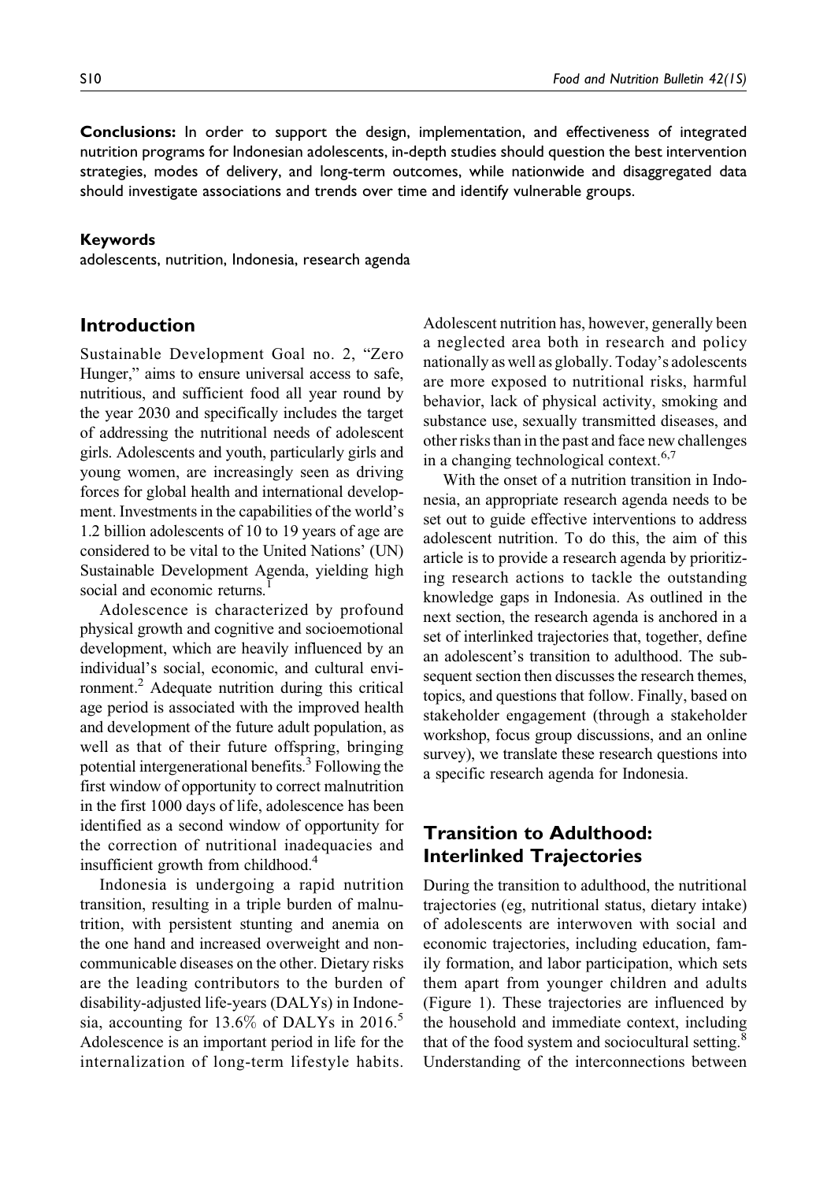**Conclusions:** In order to support the design, implementation, and effectiveness of integrated nutrition programs for Indonesian adolescents, in-depth studies should question the best intervention strategies, modes of delivery, and long-term outcomes, while nationwide and disaggregated data should investigate associations and trends over time and identify vulnerable groups.

#### Keywords

adolescents, nutrition, Indonesia, research agenda

## Introduction

Sustainable Development Goal no. 2, "Zero Hunger," aims to ensure universal access to safe, nutritious, and sufficient food all year round by the year 2030 and specifically includes the target of addressing the nutritional needs of adolescent girls. Adolescents and youth, particularly girls and young women, are increasingly seen as driving forces for global health and international development. Investments in the capabilities of the world's 1.2 billion adolescents of 10 to 19 years of age are considered to be vital to the United Nations' (UN) Sustainable Development Agenda, yielding high social and economic returns.[1]

Adolescence is characterized by profound physical growth and cognitive and socioemotional development, which are heavily influenced by an individual's social, economic, and cultural environment.[2] Adequate nutrition during this critical age period is associated with the improved health and development of the future adult population, as well as that of their future offspring, bringing potential intergenerational benefits.[3] Following the first window of opportunity to correct malnutrition in the first 1000 days of life, adolescence has been identified as a second window of opportunity for the correction of nutritional inadequacies and insufficient growth from childhood.[4]

Indonesia is undergoing a rapid nutrition transition, resulting in a triple burden of malnutrition, with persistent stunting and anemia on the one hand and increased overweight and noncommunicable diseases on the other. Dietary risks are the leading contributors to the burden of disability-adjusted life-years (DALYs) in Indonesia, accounting for 13.6% of DALYs in 2016.[5] Adolescence is an important period in life for the internalization of long-term lifestyle habits. Adolescent nutrition has, however, generally been a neglected area both in research and policy nationally as well as globally. Today's adolescents are more exposed to nutritional risks, harmful behavior, lack of physical activity, smoking and substance use, sexually transmitted diseases, and other risks than in the past and face new challenges in a changing technological context.[6,7]

With the onset of a nutrition transition in Indonesia, an appropriate research agenda needs to be set out to guide effective interventions to address adolescent nutrition. To do this, the aim of this article is to provide a research agenda by prioritizing research actions to tackle the outstanding knowledge gaps in Indonesia. As outlined in the next section, the research agenda is anchored in a set of interlinked trajectories that, together, define an adolescent's transition to adulthood. The subsequent section then discusses the research themes, topics, and questions that follow. Finally, based on stakeholder engagement (through a stakeholder workshop, focus group discussions, and an online survey), we translate these research questions into a specific research agenda for Indonesia.

## Transition to Adulthood: Interlinked Trajectories

During the transition to adulthood, the nutritional trajectories (eg, nutritional status, dietary intake) of adolescents are interwoven with social and economic trajectories, including education, family formation, and labor participation, which sets them apart from younger children and adults (Figure 1). These trajectories are influenced by the household and immediate context, including that of the food system and sociocultural setting.[8] Understanding of the interconnections between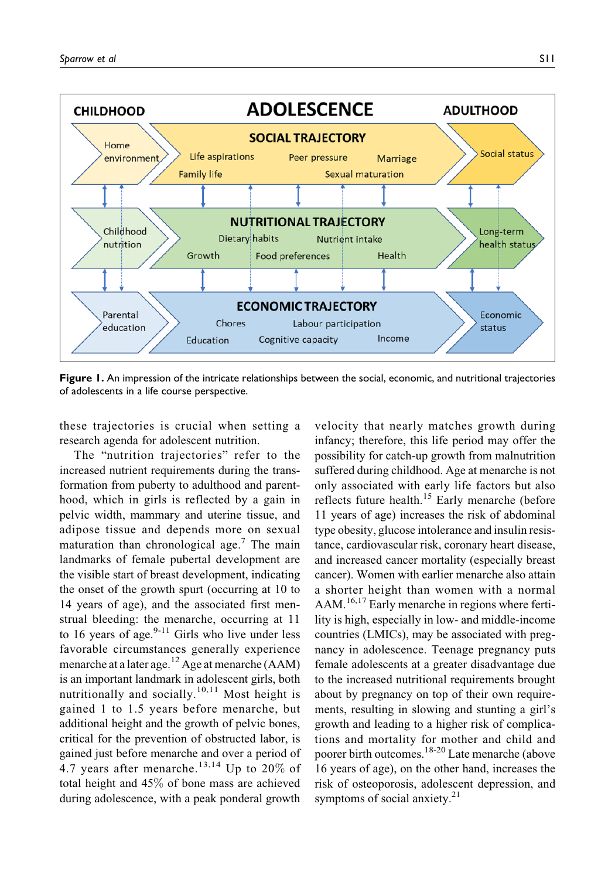**Figure 1.** An impression of the intricate relationships between the social, economic, and nutritional trajectories of adolescents in a life course perspective.

these trajectories is crucial when setting a research agenda for adolescent nutrition.

The "nutrition trajectories" refer to the increased nutrient requirements during the transformation from puberty to adulthood and parenthood, which in girls is reflected by a gain in pelvic width, mammary and uterine tissue, and adipose tissue and depends more on sexual maturation than chronological age.[7] The main landmarks of female pubertal development are the visible start of breast development, indicating the onset of the growth spurt (occurring at 10 to 14 years of age), and the associated first menstrual bleeding: the menarche, occurring at 11 to 16 years of age.[9-11] Girls who live under less favorable circumstances generally experience menarche at a later age.[12] Age at menarche (AAM) is an important landmark in adolescent girls, both nutritionally and socially.[10,11] Most height is gained 1 to 1.5 years before menarche, but additional height and the growth of pelvic bones, critical for the prevention of obstructed labor, is gained just before menarche and over a period of 4.7 years after menarche.[13,14] Up to 20% of total height and 45% of bone mass are achieved during adolescence, with a peak ponderal growth velocity that nearly matches growth during infancy; therefore, this life period may offer the possibility for catch-up growth from malnutrition suffered during childhood. Age at menarche is not only associated with early life factors but also reflects future health.[15] Early menarche (before 11 years of age) increases the risk of abdominal type obesity, glucose intolerance and insulin resistance, cardiovascular risk, coronary heart disease, and increased cancer mortality (especially breast cancer). Women with earlier menarche also attain a shorter height than women with a normal AAM.[16,17] Early menarche in regions where fertility is high, especially in low- and middle-income countries (LMICs), may be associated with pregnancy in adolescence. Teenage pregnancy puts female adolescents at a greater disadvantage due to the increased nutritional requirements brought about by pregnancy on top of their own requirements, resulting in slowing and stunting a girl's growth and leading to a higher risk of complications and mortality for mother and child and poorer birth outcomes.[18-20] Late menarche (above 16 years of age), on the other hand, increases the risk of osteoporosis, adolescent depression, and symptoms of social anxiety.[21]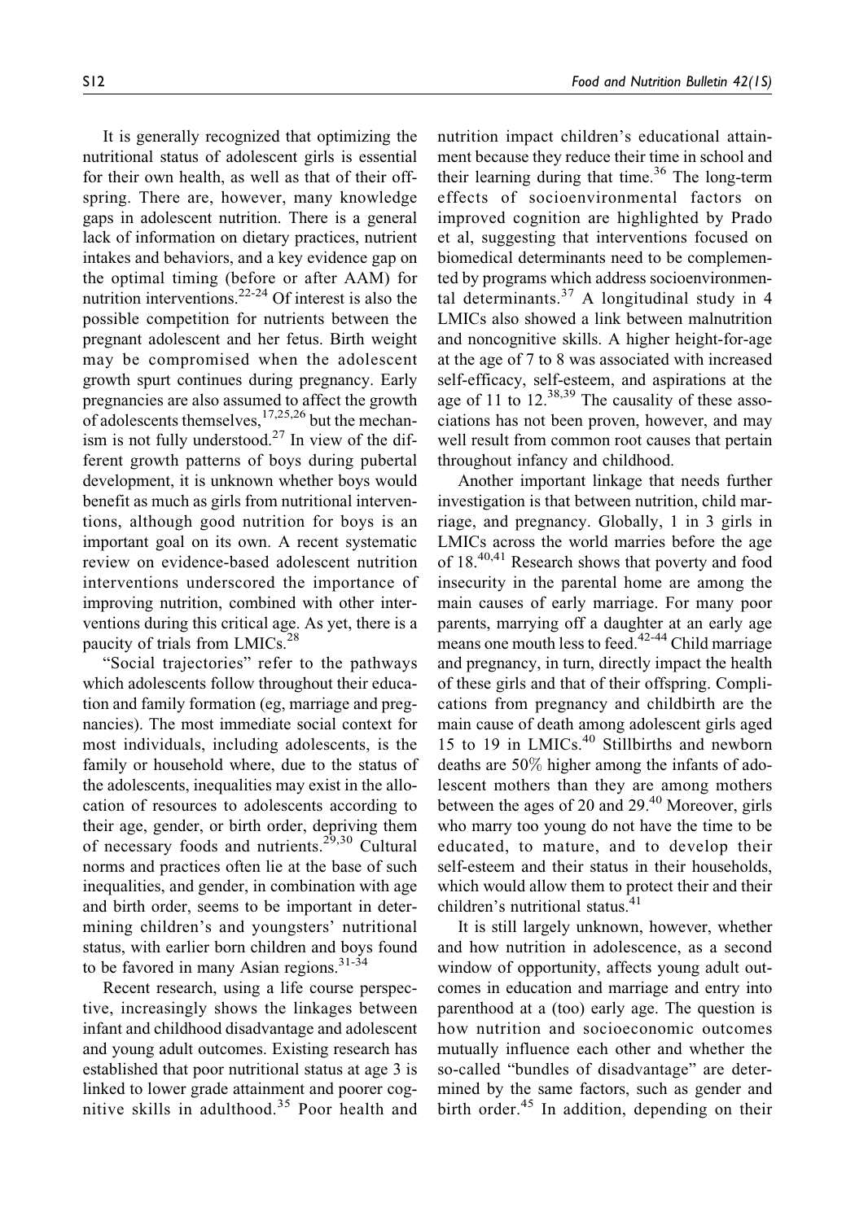It is generally recognized that optimizing the nutritional status of adolescent girls is essential for their own health, as well as that of their offspring. There are, however, many knowledge gaps in adolescent nutrition. There is a general lack of information on dietary practices, nutrient intakes and behaviors, and a key evidence gap on the optimal timing (before or after AAM) for nutrition interventions.[22-24] Of interest is also the possible competition for nutrients between the pregnant adolescent and her fetus. Birth weight may be compromised when the adolescent growth spurt continues during pregnancy. Early pregnancies are also assumed to affect the growth of adolescents themselves,[17,25,26] but the mechanism is not fully understood.[27] In view of the different growth patterns of boys during pubertal development, it is unknown whether boys would benefit as much as girls from nutritional interventions, although good nutrition for boys is an important goal on its own. A recent systematic review on evidence-based adolescent nutrition interventions underscored the importance of improving nutrition, combined with other interventions during this critical age. As yet, there is a paucity of trials from LMICs.[28]

"Social trajectories" refer to the pathways which adolescents follow throughout their education and family formation (eg, marriage and pregnancies). The most immediate social context for most individuals, including adolescents, is the family or household where, due to the status of the adolescents, inequalities may exist in the allocation of resources to adolescents according to their age, gender, or birth order, depriving them of necessary foods and nutrients.[29,30] Cultural norms and practices often lie at the base of such inequalities, and gender, in combination with age and birth order, seems to be important in determining children's and youngsters' nutritional status, with earlier born children and boys found to be favored in many Asian regions.[31-34]

Recent research, using a life course perspective, increasingly shows the linkages between infant and childhood disadvantage and adolescent and young adult outcomes. Existing research has established that poor nutritional status at age 3 is linked to lower grade attainment and poorer cognitive skills in adulthood.[35] Poor health and nutrition impact children's educational attainment because they reduce their time in school and their learning during that time.[36] The long-term effects of socioenvironmental factors on improved cognition are highlighted by Prado et al, suggesting that interventions focused on biomedical determinants need to be complemented by programs which address socioenvironmental determinants.[37] A longitudinal study in 4 LMICs also showed a link between malnutrition and noncognitive skills. A higher height-for-age at the age of 7 to 8 was associated with increased self-efficacy, self-esteem, and aspirations at the age of 11 to 12.[38,39] The causality of these associations has not been proven, however, and may well result from common root causes that pertain throughout infancy and childhood.

Another important linkage that needs further investigation is that between nutrition, child marriage, and pregnancy. Globally, 1 in 3 girls in LMICs across the world marries before the age of 18.[40,41] Research shows that poverty and food insecurity in the parental home are among the main causes of early marriage. For many poor parents, marrying off a daughter at an early age means one mouth less to feed.[42-44] Child marriage and pregnancy, in turn, directly impact the health of these girls and that of their offspring. Complications from pregnancy and childbirth are the main cause of death among adolescent girls aged 15 to 19 in LMICs.[40] Stillbirths and newborn deaths are 50% higher among the infants of adolescent mothers than they are among mothers between the ages of 20 and 29.[40] Moreover, girls who marry too young do not have the time to be educated, to mature, and to develop their self-esteem and their status in their households, which would allow them to protect their and their children's nutritional status.[41]

It is still largely unknown, however, whether and how nutrition in adolescence, as a second window of opportunity, affects young adult outcomes in education and marriage and entry into parenthood at a (too) early age. The question is how nutrition and socioeconomic outcomes mutually influence each other and whether the so-called "bundles of disadvantage" are determined by the same factors, such as gender and birth order.[45] In addition, depending on their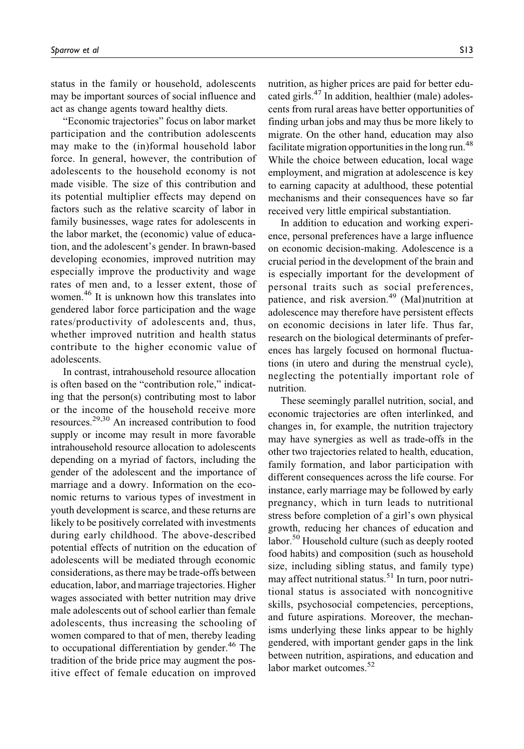status in the family or household, adolescents may be important sources of social influence and act as change agents toward healthy diets.

"Economic trajectories" focus on labor market participation and the contribution adolescents may make to the (in)formal household labor force. In general, however, the contribution of adolescents to the household economy is not made visible. The size of this contribution and its potential multiplier effects may depend on factors such as the relative scarcity of labor in family businesses, wage rates for adolescents in the labor market, the (economic) value of education, and the adolescent's gender. In brawn-based developing economies, improved nutrition may especially improve the productivity and wage rates of men and, to a lesser extent, those of women.[46] It is unknown how this translates into gendered labor force participation and the wage rates/productivity of adolescents and, thus, whether improved nutrition and health status contribute to the higher economic value of adolescents.

In contrast, intrahousehold resource allocation is often based on the "contribution role," indicating that the person(s) contributing most to labor or the income of the household receive more resources.[29,30] An increased contribution to food supply or income may result in more favorable intrahousehold resource allocation to adolescents depending on a myriad of factors, including the gender of the adolescent and the importance of marriage and a dowry. Information on the economic returns to various types of investment in youth development is scarce, and these returns are likely to be positively correlated with investments during early childhood. The above-described potential effects of nutrition on the education of adolescents will be mediated through economic considerations, as there may be trade-offs between education, labor, and marriage trajectories. Higher wages associated with better nutrition may drive male adolescents out of school earlier than female adolescents, thus increasing the schooling of women compared to that of men, thereby leading to occupational differentiation by gender.[46] The tradition of the bride price may augment the positive effect of female education on improved nutrition, as higher prices are paid for better educated girls.[47] In addition, healthier (male) adolescents from rural areas have better opportunities of finding urban jobs and may thus be more likely to migrate. On the other hand, education may also facilitate migration opportunities in the long run.[48] While the choice between education, local wage employment, and migration at adolescence is key to earning capacity at adulthood, these potential mechanisms and their consequences have so far received very little empirical substantiation.

In addition to education and working experience, personal preferences have a large influence on economic decision-making. Adolescence is a crucial period in the development of the brain and is especially important for the development of personal traits such as social preferences, patience, and risk aversion.[49] (Mal)nutrition at adolescence may therefore have persistent effects on economic decisions in later life. Thus far, research on the biological determinants of preferences has largely focused on hormonal fluctuations (in utero and during the menstrual cycle), neglecting the potentially important role of nutrition.

These seemingly parallel nutrition, social, and economic trajectories are often interlinked, and changes in, for example, the nutrition trajectory may have synergies as well as trade-offs in the other two trajectories related to health, education, family formation, and labor participation with different consequences across the life course. For instance, early marriage may be followed by early pregnancy, which in turn leads to nutritional stress before completion of a girl's own physical growth, reducing her chances of education and labor.[50] Household culture (such as deeply rooted food habits) and composition (such as household size, including sibling status, and family type) may affect nutritional status.[51] In turn, poor nutritional status is associated with noncognitive skills, psychosocial competencies, perceptions, and future aspirations. Moreover, the mechanisms underlying these links appear to be highly gendered, with important gender gaps in the link between nutrition, aspirations, and education and labor market outcomes.[52]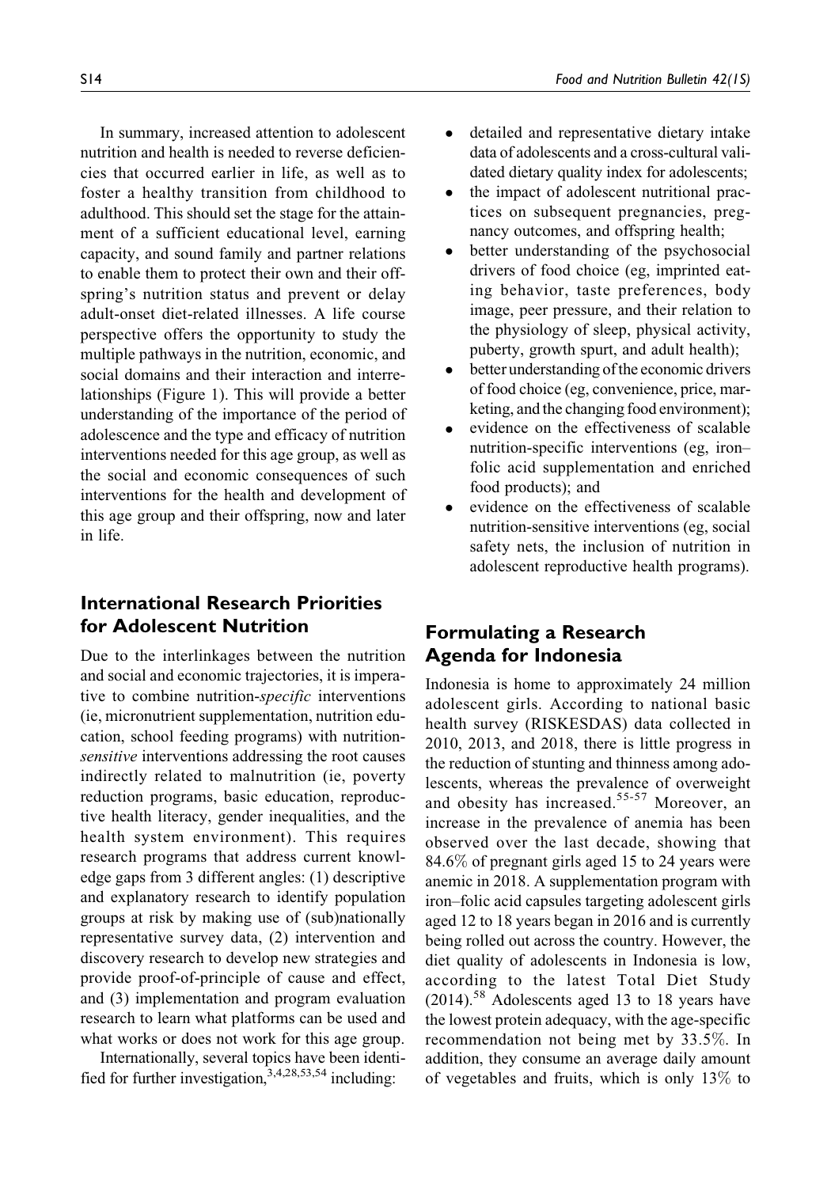In summary, increased attention to adolescent nutrition and health is needed to reverse deficiencies that occurred earlier in life, as well as to foster a healthy transition from childhood to adulthood. This should set the stage for the attainment of a sufficient educational level, earning capacity, and sound family and partner relations to enable them to protect their own and their offspring's nutrition status and prevent or delay adult-onset diet-related illnesses. A life course perspective offers the opportunity to study the multiple pathways in the nutrition, economic, and social domains and their interaction and interrelationships (Figure 1). This will provide a better understanding of the importance of the period of adolescence and the type and efficacy of nutrition interventions needed for this age group, as well as the social and economic consequences of such interventions for the health and development of this age group and their offspring, now and later in life.

## International Research Priorities for Adolescent Nutrition

Due to the interlinkages between the nutrition and social and economic trajectories, it is imperative to combine nutrition-*specific* interventions (ie, micronutrient supplementation, nutrition education, school feeding programs) with nutrition-*sensitive* interventions addressing the root causes indirectly related to malnutrition (ie, poverty reduction programs, basic education, reproductive health literacy, gender inequalities, and the health system environment). This requires research programs that address current knowledge gaps from 3 different angles: (1) descriptive and explanatory research to identify population groups at risk by making use of (sub)nationally representative survey data, (2) intervention and discovery research to develop new strategies and provide proof-of-principle of cause and effect, and (3) implementation and program evaluation research to learn what platforms can be used and what works or does not work for this age group.

Internationally, several topics have been identified for further investigation,[3,4,28,53,54] including:

- detailed and representative dietary intake data of adolescents and a cross-cultural validated dietary quality index for adolescents;
- the impact of adolescent nutritional practices on subsequent pregnancies, pregnancy outcomes, and offspring health;
- better understanding of the psychosocial drivers of food choice (eg, imprinted eating behavior, taste preferences, body image, peer pressure, and their relation to the physiology of sleep, physical activity, puberty, growth spurt, and adult health);
- better understanding of the economic drivers of food choice (eg, convenience, price, marketing, and the changing food environment);
- evidence on the effectiveness of scalable nutrition-specific interventions (eg, iron–folic acid supplementation and enriched food products); and
- evidence on the effectiveness of scalable nutrition-sensitive interventions (eg, social safety nets, the inclusion of nutrition in adolescent reproductive health programs).

## Formulating a Research Agenda for Indonesia

Indonesia is home to approximately 24 million adolescent girls. According to national basic health survey (RISKESDAS) data collected in 2010, 2013, and 2018, there is little progress in the reduction of stunting and thinness among adolescents, whereas the prevalence of overweight and obesity has increased.[55-57] Moreover, an increase in the prevalence of anemia has been observed over the last decade, showing that 84.6% of pregnant girls aged 15 to 24 years were anemic in 2018. A supplementation program with iron–folic acid capsules targeting adolescent girls aged 12 to 18 years began in 2016 and is currently being rolled out across the country. However, the diet quality of adolescents in Indonesia is low, according to the latest Total Diet Study (2014).[58] Adolescents aged 13 to 18 years have the lowest protein adequacy, with the age-specific recommendation not being met by 33.5%. In addition, they consume an average daily amount of vegetables and fruits, which is only 13% to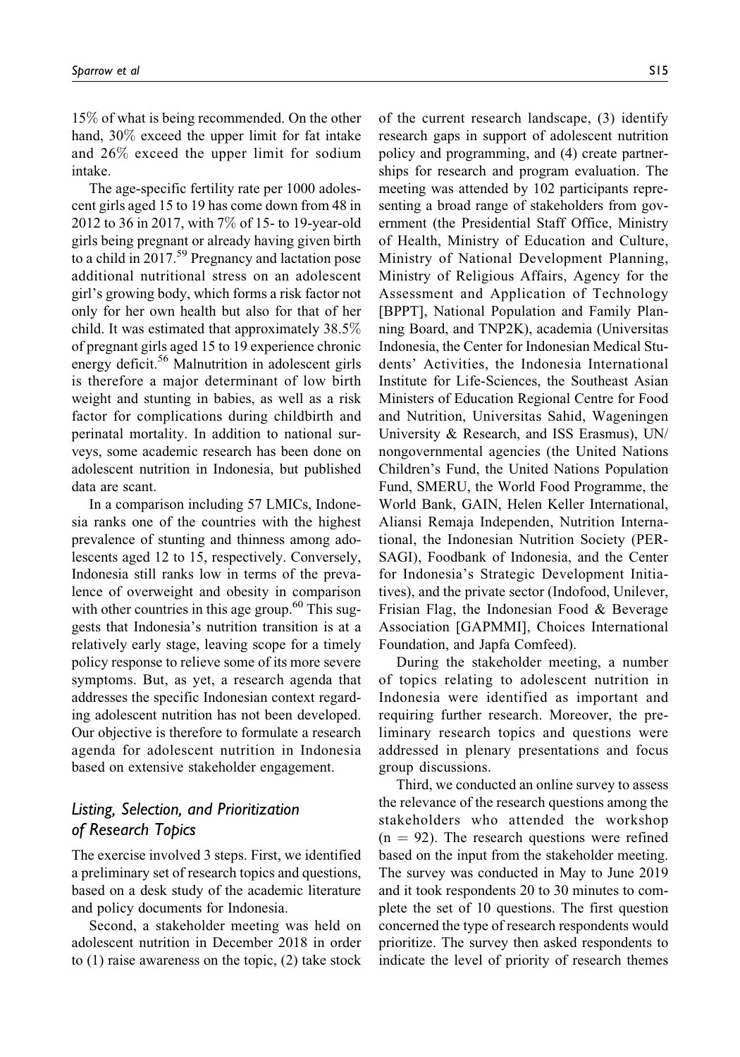15% of what is being recommended. On the other hand, 30% exceed the upper limit for fat intake and 26% exceed the upper limit for sodium intake.

The age-specific fertility rate per 1000 adolescent girls aged 15 to 19 has come down from 48 in 2012 to 36 in 2017, with 7% of 15- to 19-year-old girls being pregnant or already having given birth to a child in 2017.[59] Pregnancy and lactation pose additional nutritional stress on an adolescent girl's growing body, which forms a risk factor not only for her own health but also for that of her child. It was estimated that approximately 38.5% of pregnant girls aged 15 to 19 experience chronic energy deficit.[56] Malnutrition in adolescent girls is therefore a major determinant of low birth weight and stunting in babies, as well as a risk factor for complications during childbirth and perinatal mortality. In addition to national surveys, some academic research has been done on adolescent nutrition in Indonesia, but published data are scant.

In a comparison including 57 LMICs, Indonesia ranks one of the countries with the highest prevalence of stunting and thinness among adolescents aged 12 to 15, respectively. Conversely, Indonesia still ranks low in terms of the prevalence of overweight and obesity in comparison with other countries in this age group.[60] This suggests that Indonesia's nutrition transition is at a relatively early stage, leaving scope for a timely policy response to relieve some of its more severe symptoms. But, as yet, a research agenda that addresses the specific Indonesian context regarding adolescent nutrition has not been developed. Our objective is therefore to formulate a research agenda for adolescent nutrition in Indonesia based on extensive stakeholder engagement.

## *Listing, Selection, and Prioritization of Research Topics*

The exercise involved 3 steps. First, we identified a preliminary set of research topics and questions, based on a desk study of the academic literature and policy documents for Indonesia.

Second, a stakeholder meeting was held on adolescent nutrition in December 2018 in order to (1) raise awareness on the topic, (2) take stock of the current research landscape, (3) identify research gaps in support of adolescent nutrition policy and programming, and (4) create partnerships for research and program evaluation. The meeting was attended by 102 participants representing a broad range of stakeholders from government (the Presidential Staff Office, Ministry of Health, Ministry of Education and Culture, Ministry of National Development Planning, Ministry of Religious Affairs, Agency for the Assessment and Application of Technology [BPPT], National Population and Family Planning Board, and TNP2K), academia (Universitas Indonesia, the Center for Indonesian Medical Students' Activities, the Indonesia International Institute for Life-Sciences, the Southeast Asian Ministers of Education Regional Centre for Food and Nutrition, Universitas Sahid, Wageningen University & Research, and ISS Erasmus), UN/nongovernmental agencies (the United Nations Children's Fund, the United Nations Population Fund, SMERU, the World Food Programme, the World Bank, GAIN, Helen Keller International, Aliansi Remaja Independen, Nutrition International, the Indonesian Nutrition Society (PERSAGI), Foodbank of Indonesia, and the Center for Indonesia's Strategic Development Initiatives), and the private sector (Indofood, Unilever, Frisian Flag, the Indonesian Food & Beverage Association [GAPMMI], Choices International Foundation, and Japfa Comfeed).

During the stakeholder meeting, a number of topics relating to adolescent nutrition in Indonesia were identified as important and requiring further research. Moreover, the preliminary research topics and questions were addressed in plenary presentations and focus group discussions.

Third, we conducted an online survey to assess the relevance of the research questions among the stakeholders who attended the workshop ($n = 92$). The research questions were refined based on the input from the stakeholder meeting. The survey was conducted in May to June 2019 and it took respondents 20 to 30 minutes to complete the set of 10 questions. The first question concerned the type of research respondents would prioritize. The survey then asked respondents to indicate the level of priority of research themes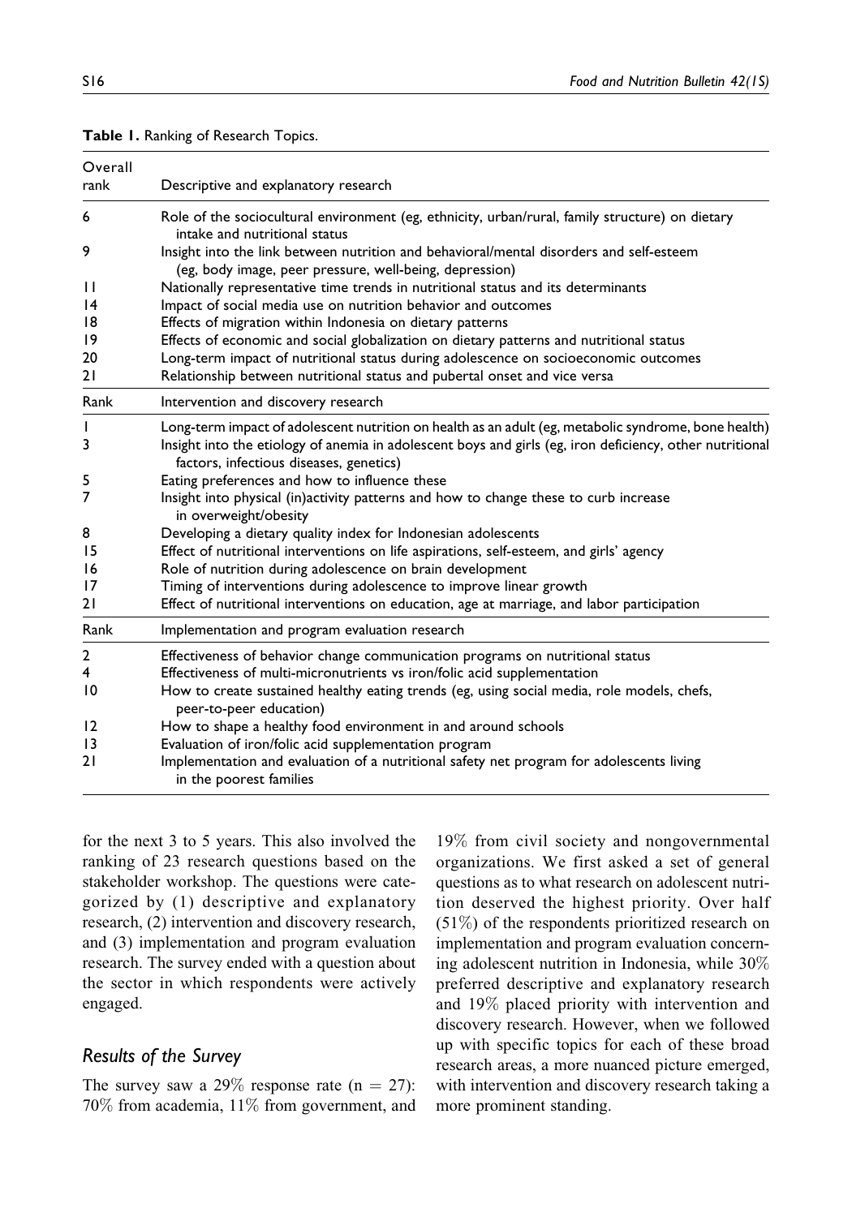**Table 1.** Ranking of Research Topics.

| Overall rank | Descriptive and explanatory research |
|---|---|
| 6 | Role of the sociocultural environment (eg, ethnicity, urban/rural, family structure) on dietary intake and nutritional status |
| 9 | Insight into the link between nutrition and behavioral/mental disorders and self-esteem (eg, body image, peer pressure, well-being, depression) |
| 11 | Nationally representative time trends in nutritional status and its determinants |
| 14 | Impact of social media use on nutrition behavior and outcomes |
| 18 | Effects of migration within Indonesia on dietary patterns |
| 19 | Effects of economic and social globalization on dietary patterns and nutritional status |
| 20 | Long-term impact of nutritional status during adolescence on socioeconomic outcomes |
| 21 | Relationship between nutritional status and pubertal onset and vice versa |
| **Rank** | **Intervention and discovery research** |
| 1 | Long-term impact of adolescent nutrition on health as an adult (eg, metabolic syndrome, bone health) |
| 3 | Insight into the etiology of anemia in adolescent boys and girls (eg, iron deficiency, other nutritional factors, infectious diseases, genetics) |
| 5 | Eating preferences and how to influence these |
| 7 | Insight into physical (in)activity patterns and how to change these to curb increase in overweight/obesity |
| 8 | Developing a dietary quality index for Indonesian adolescents |
| 15 | Effect of nutritional interventions on life aspirations, self-esteem, and girls' agency |
| 16 | Role of nutrition during adolescence on brain development |
| 17 | Timing of interventions during adolescence to improve linear growth |
| 21 | Effect of nutritional interventions on education, age at marriage, and labor participation |
| **Rank** | **Implementation and program evaluation research** |
| 2 | Effectiveness of behavior change communication programs on nutritional status |
| 4 | Effectiveness of multi-micronutrients vs iron/folic acid supplementation |
| 10 | How to create sustained healthy eating trends (eg, using social media, role models, chefs, peer-to-peer education) |
| 12 | How to shape a healthy food environment in and around schools |
| 13 | Evaluation of iron/folic acid supplementation program |
| 21 | Implementation and evaluation of a nutritional safety net program for adolescents living in the poorest families |

for the next 3 to 5 years. This also involved the ranking of 23 research questions based on the stakeholder workshop. The questions were categorized by (1) descriptive and explanatory research, (2) intervention and discovery research, and (3) implementation and program evaluation research. The survey ended with a question about the sector in which respondents were actively engaged.

### Results of the Survey

The survey saw a 29% response rate ($n = 27$): 70% from academia, 11% from government, and 19% from civil society and nongovernmental organizations. We first asked a set of general questions as to what research on adolescent nutrition deserved the highest priority. Over half (51%) of the respondents prioritized research on implementation and program evaluation concerning adolescent nutrition in Indonesia, while 30% preferred descriptive and explanatory research and 19% placed priority with intervention and discovery research. However, when we followed up with specific topics for each of these broad research areas, a more nuanced picture emerged, with intervention and discovery research taking a more prominent standing.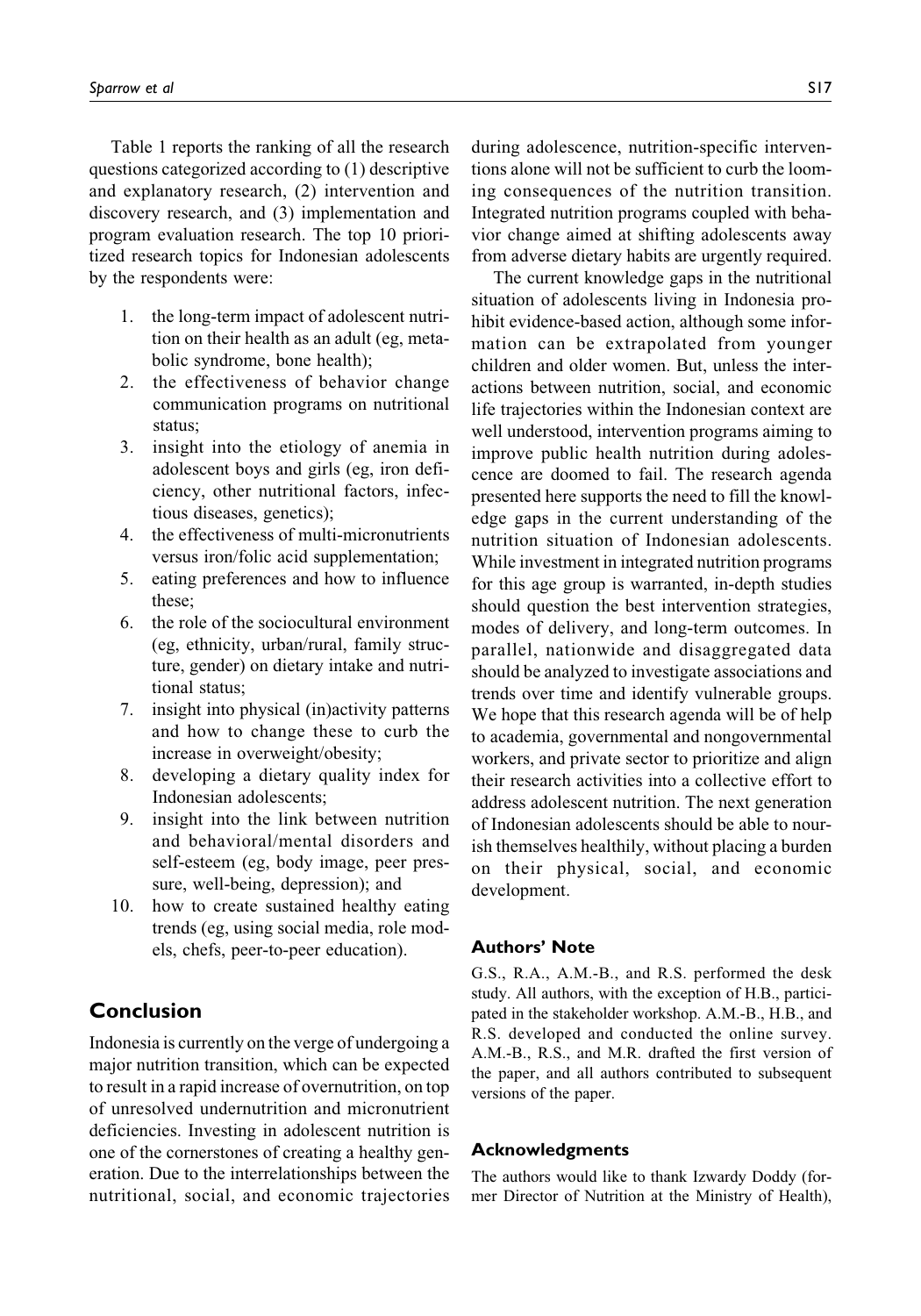Table 1 reports the ranking of all the research questions categorized according to (1) descriptive and explanatory research, (2) intervention and discovery research, and (3) implementation and program evaluation research. The top 10 prioritized research topics for Indonesian adolescents by the respondents were:

1. the long-term impact of adolescent nutrition on their health as an adult (eg, metabolic syndrome, bone health);
2. the effectiveness of behavior change communication programs on nutritional status;
3. insight into the etiology of anemia in adolescent boys and girls (eg, iron deficiency, other nutritional factors, infectious diseases, genetics);
4. the effectiveness of multi-micronutrients versus iron/folic acid supplementation;
5. eating preferences and how to influence these;
6. the role of the sociocultural environment (eg, ethnicity, urban/rural, family structure, gender) on dietary intake and nutritional status;
7. insight into physical (in)activity patterns and how to change these to curb the increase in overweight/obesity;
8. developing a dietary quality index for Indonesian adolescents;
9. insight into the link between nutrition and behavioral/mental disorders and self-esteem (eg, body image, peer pressure, well-being, depression); and
10. how to create sustained healthy eating trends (eg, using social media, role models, chefs, peer-to-peer education).

## Conclusion

Indonesia is currently on the verge of undergoing a major nutrition transition, which can be expected to result in a rapid increase of overnutrition, on top of unresolved undernutrition and micronutrient deficiencies. Investing in adolescent nutrition is one of the cornerstones of creating a healthy generation. Due to the interrelationships between the nutritional, social, and economic trajectories during adolescence, nutrition-specific interventions alone will not be sufficient to curb the looming consequences of the nutrition transition. Integrated nutrition programs coupled with behavior change aimed at shifting adolescents away from adverse dietary habits are urgently required.

The current knowledge gaps in the nutritional situation of adolescents living in Indonesia prohibit evidence-based action, although some information can be extrapolated from younger children and older women. But, unless the interactions between nutrition, social, and economic life trajectories within the Indonesian context are well understood, intervention programs aiming to improve public health nutrition during adolescence are doomed to fail. The research agenda presented here supports the need to fill the knowledge gaps in the current understanding of the nutrition situation of Indonesian adolescents. While investment in integrated nutrition programs for this age group is warranted, in-depth studies should question the best intervention strategies, modes of delivery, and long-term outcomes. In parallel, nationwide and disaggregated data should be analyzed to investigate associations and trends over time and identify vulnerable groups. We hope that this research agenda will be of help to academia, governmental and nongovernmental workers, and private sector to prioritize and align their research activities into a collective effort to address adolescent nutrition. The next generation of Indonesian adolescents should be able to nourish themselves healthily, without placing a burden on their physical, social, and economic development.

### Authors' Note

G.S., R.A., A.M.-B., and R.S. performed the desk study. All authors, with the exception of H.B., participated in the stakeholder workshop. A.M.-B., H.B., and R.S. developed and conducted the online survey. A.M.-B., R.S., and M.R. drafted the first version of the paper, and all authors contributed to subsequent versions of the paper.

### Acknowledgments

The authors would like to thank Izwardy Doddy (former Director of Nutrition at the Ministry of Health),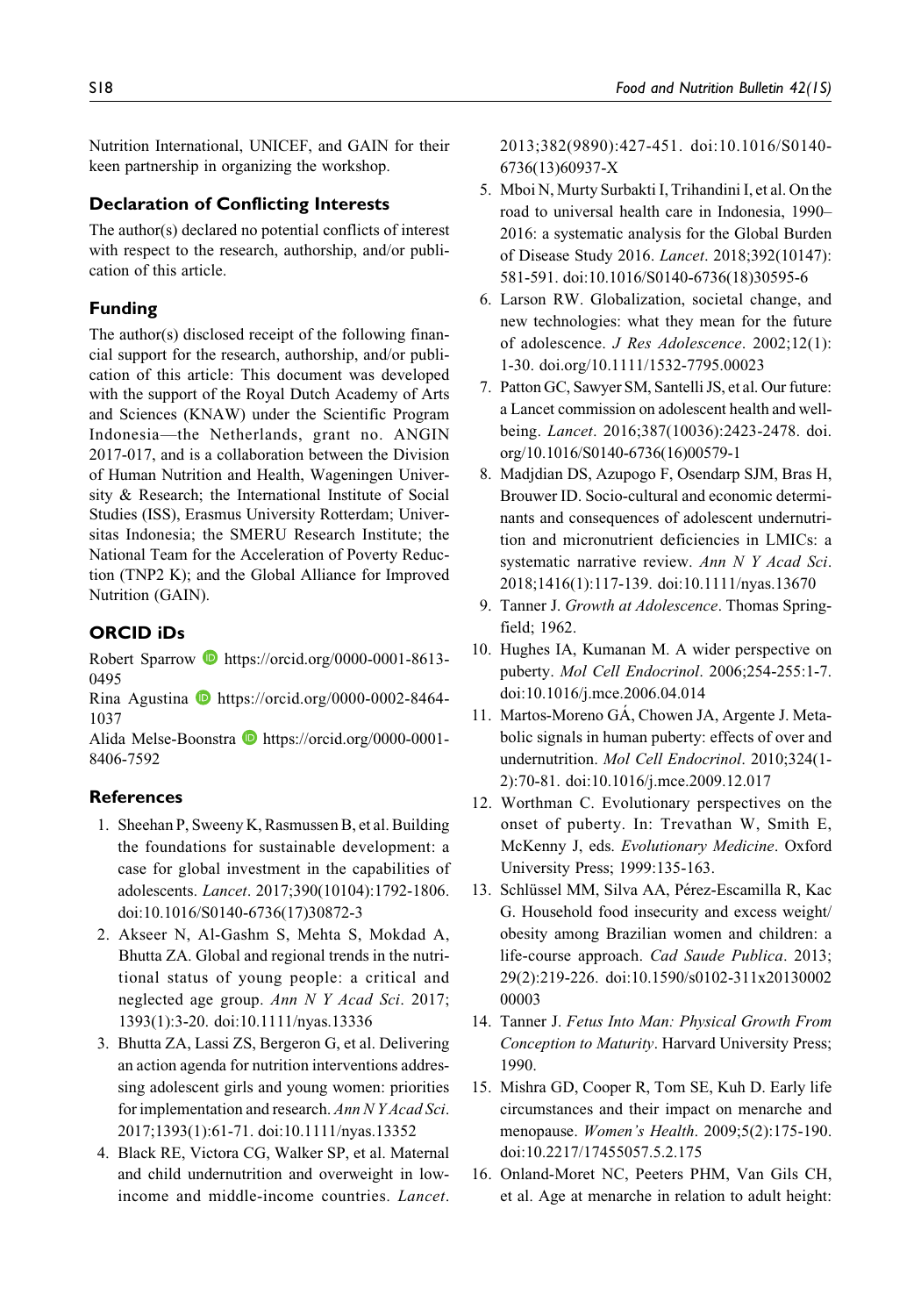Nutrition International, UNICEF, and GAIN for their keen partnership in organizing the workshop.

## Declaration of Conflicting Interests

The author(s) declared no potential conflicts of interest with respect to the research, authorship, and/or publication of this article.

## Funding

The author(s) disclosed receipt of the following financial support for the research, authorship, and/or publication of this article: This document was developed with the support of the Royal Dutch Academy of Arts and Sciences (KNAW) under the Scientific Program Indonesia—the Netherlands, grant no. ANGIN 2017-017, and is a collaboration between the Division of Human Nutrition and Health, Wageningen University & Research; the International Institute of Social Studies (ISS), Erasmus University Rotterdam; Universitas Indonesia; the SMERU Research Institute; the National Team for the Acceleration of Poverty Reduction (TNP2 K); and the Global Alliance for Improved Nutrition (GAIN).

## ORCID iDs

Robert Sparrow https://orcid.org/0000-0001-8613-0495
Rina Agustina https://orcid.org/0000-0002-8464-1037
Alida Melse-Boonstra https://orcid.org/0000-0001-8406-7592

## References

1. Sheehan P, Sweeny K, Rasmussen B, et al. Building the foundations for sustainable development: a case for global investment in the capabilities of adolescents. *Lancet*. 2017;390(10104):1792-1806. doi:10.1016/S0140-6736(17)30872-3
2. Akseer N, Al-Gashm S, Mehta S, Mokdad A, Bhutta ZA. Global and regional trends in the nutritional status of young people: a critical and neglected age group. *Ann N Y Acad Sci*. 2017;1393(1):3-20. doi:10.1111/nyas.13336
3. Bhutta ZA, Lassi ZS, Bergeron G, et al. Delivering an action agenda for nutrition interventions addressing adolescent girls and young women: priorities for implementation and research. *Ann N Y Acad Sci*. 2017;1393(1):61-71. doi:10.1111/nyas.13352
4. Black RE, Victora CG, Walker SP, et al. Maternal and child undernutrition and overweight in low-income and middle-income countries. *Lancet*. 2013;382(9890):427-451. doi:10.1016/S0140-6736(13)60937-X
5. Mboi N, Murty Surbakti I, Trihandini I, et al. On the road to universal health care in Indonesia, 1990–2016: a systematic analysis for the Global Burden of Disease Study 2016. *Lancet*. 2018;392(10147):581-591. doi:10.1016/S0140-6736(18)30595-6
6. Larson RW. Globalization, societal change, and new technologies: what they mean for the future of adolescence. *J Res Adolescence*. 2002;12(1):1-30. doi.org/10.1111/1532-7795.00023
7. Patton GC, Sawyer SM, Santelli JS, et al. Our future: a Lancet commission on adolescent health and wellbeing. *Lancet*. 2016;387(10036):2423-2478. doi.org/10.1016/S0140-6736(16)00579-1
8. Madjdian DS, Azupogo F, Osendarp SJM, Bras H, Brouwer ID. Socio-cultural and economic determinants and consequences of adolescent undernutrition and micronutrient deficiencies in LMICs: a systematic narrative review. *Ann N Y Acad Sci*. 2018;1416(1):117-139. doi:10.1111/nyas.13670
9. Tanner J. *Growth at Adolescence*. Thomas Springfield; 1962.
10. Hughes IA, Kumanan M. A wider perspective on puberty. *Mol Cell Endocrinol*. 2006;254-255:1-7. doi:10.1016/j.mce.2006.04.014
11. Martos-Moreno GÁ, Chowen JA, Argente J. Metabolic signals in human puberty: effects of over and undernutrition. *Mol Cell Endocrinol*. 2010;324(1-2):70-81. doi:10.1016/j.mce.2009.12.017
12. Worthman C. Evolutionary perspectives on the onset of puberty. In: Trevathan W, Smith E, McKenny J, eds. *Evolutionary Medicine*. Oxford University Press; 1999:135-163.
13. Schlüssel MM, Silva AA, Pérez-Escamilla R, Kac G. Household food insecurity and excess weight/obesity among Brazilian women and children: a life-course approach. *Cad Saude Publica*. 2013;29(2):219-226. doi:10.1590/s0102-311x2013000200003
14. Tanner J. *Fetus Into Man: Physical Growth From Conception to Maturity*. Harvard University Press; 1990.
15. Mishra GD, Cooper R, Tom SE, Kuh D. Early life circumstances and their impact on menarche and menopause. *Women's Health*. 2009;5(2):175-190. doi:10.2217/17455057.5.2.175
16. Onland-Moret NC, Peeters PHM, Van Gils CH, et al. Age at menarche in relation to adult height: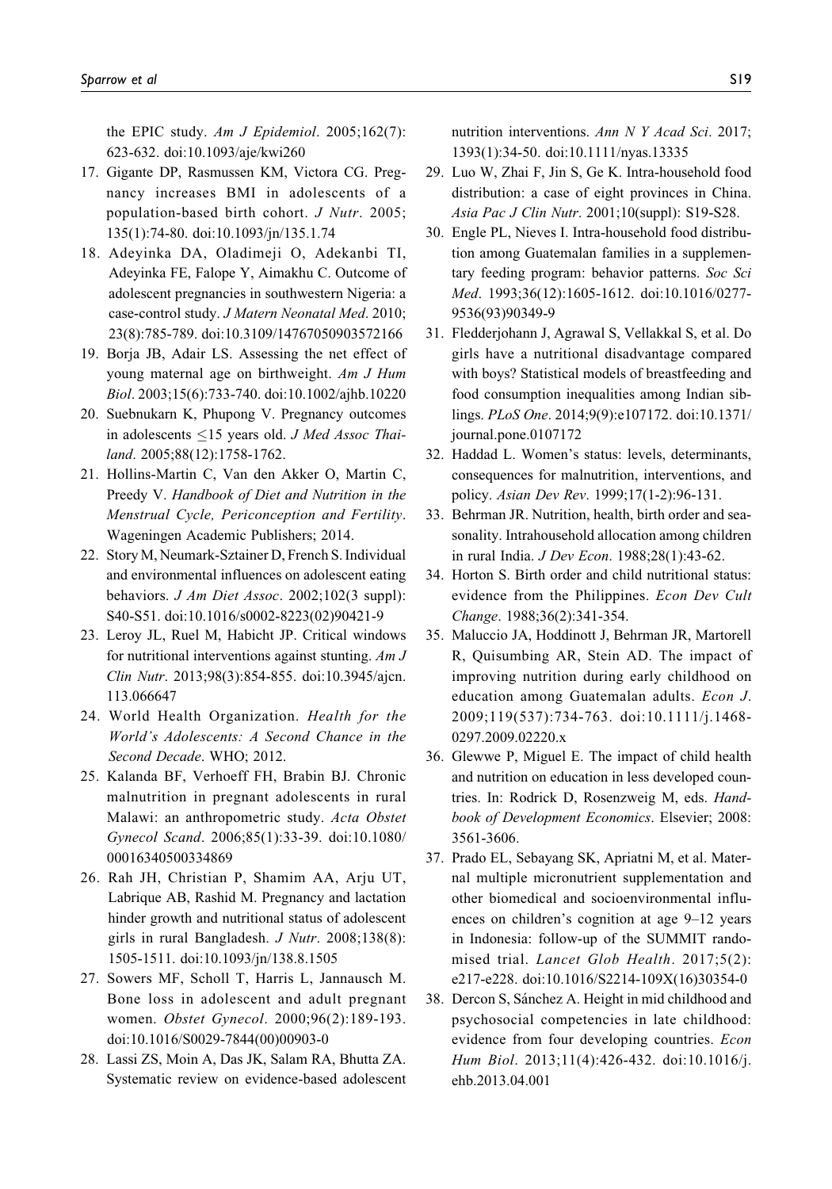the EPIC study. *Am J Epidemiol*. 2005;162(7): 623-632. doi:10.1093/aje/kwi260

17. Gigante DP, Rasmussen KM, Victora CG. Pregnancy increases BMI in adolescents of a population-based birth cohort. *J Nutr*. 2005; 135(1):74-80. doi:10.1093/jn/135.1.74
18. Adeyinka DA, Oladimeji O, Adekanbi TI, Adeyinka FE, Falope Y, Aimakhu C. Outcome of adolescent pregnancies in southwestern Nigeria: a case-control study. *J Matern Neonatal Med*. 2010; 23(8):785-789. doi:10.3109/14767050903572166
19. Borja JB, Adair LS. Assessing the net effect of young maternal age on birthweight. *Am J Hum Biol*. 2003;15(6):733-740. doi:10.1002/ajhb.10220
20. Suebnukarn K, Phupong V. Pregnancy outcomes in adolescents ≤15 years old. *J Med Assoc Thailand*. 2005;88(12):1758-1762.
21. Hollins-Martin C, Van den Akker O, Martin C, Preedy V. *Handbook of Diet and Nutrition in the Menstrual Cycle, Periconception and Fertility*. Wageningen Academic Publishers; 2014.
22. Story M, Neumark-Sztainer D, French S. Individual and environmental influences on adolescent eating behaviors. *J Am Diet Assoc*. 2002;102(3 suppl): S40-S51. doi:10.1016/s0002-8223(02)90421-9
23. Leroy JL, Ruel M, Habicht JP. Critical windows for nutritional interventions against stunting. *Am J Clin Nutr*. 2013;98(3):854-855. doi:10.3945/ajcn.113.066647
24. World Health Organization. *Health for the World's Adolescents: A Second Chance in the Second Decade*. WHO; 2012.
25. Kalanda BF, Verhoeff FH, Brabin BJ. Chronic malnutrition in pregnant adolescents in rural Malawi: an anthropometric study. *Acta Obstet Gynecol Scand*. 2006;85(1):33-39. doi:10.1080/00016340500334869
26. Rah JH, Christian P, Shamim AA, Arju UT, Labrique AB, Rashid M. Pregnancy and lactation hinder growth and nutritional status of adolescent girls in rural Bangladesh. *J Nutr*. 2008;138(8): 1505-1511. doi:10.1093/jn/138.8.1505
27. Sowers MF, Scholl T, Harris L, Jannausch M. Bone loss in adolescent and adult pregnant women. *Obstet Gynecol*. 2000;96(2):189-193. doi:10.1016/S0029-7844(00)00903-0
28. Lassi ZS, Moin A, Das JK, Salam RA, Bhutta ZA. Systematic review on evidence-based adolescent nutrition interventions. *Ann N Y Acad Sci*. 2017; 1393(1):34-50. doi:10.1111/nyas.13335
29. Luo W, Zhai F, Jin S, Ge K. Intra-household food distribution: a case of eight provinces in China. *Asia Pac J Clin Nutr*. 2001;10(suppl): S19-S28.
30. Engle PL, Nieves I. Intra-household food distribution among Guatemalan families in a supplementary feeding program: behavior patterns. *Soc Sci Med*. 1993;36(12):1605-1612. doi:10.1016/0277-9536(93)90349-9
31. Fledderjohann J, Agrawal S, Vellakkal S, et al. Do girls have a nutritional disadvantage compared with boys? Statistical models of breastfeeding and food consumption inequalities among Indian siblings. *PLoS One*. 2014;9(9):e107172. doi:10.1371/journal.pone.0107172
32. Haddad L. Women's status: levels, determinants, consequences for malnutrition, interventions, and policy. *Asian Dev Rev*. 1999;17(1-2):96-131.
33. Behrman JR. Nutrition, health, birth order and seasonality. Intrahousehold allocation among children in rural India. *J Dev Econ*. 1988;28(1):43-62.
34. Horton S. Birth order and child nutritional status: evidence from the Philippines. *Econ Dev Cult Change*. 1988;36(2):341-354.
35. Maluccio JA, Hoddinott J, Behrman JR, Martorell R, Quisumbing AR, Stein AD. The impact of improving nutrition during early childhood on education among Guatemalan adults. *Econ J*. 2009;119(537):734-763. doi:10.1111/j.1468-0297.2009.02220.x
36. Glewwe P, Miguel E. The impact of child health and nutrition on education in less developed countries. In: Rodrick D, Rosenzweig M, eds. *Handbook of Development Economics*. Elsevier; 2008: 3561-3606.
37. Prado EL, Sebayang SK, Apriatni M, et al. Maternal multiple micronutrient supplementation and other biomedical and socioenvironmental influences on children's cognition at age 9–12 years in Indonesia: follow-up of the SUMMIT randomised trial. *Lancet Glob Health*. 2017;5(2): e217-e228. doi:10.1016/S2214-109X(16)30354-0
38. Dercon S, Sánchez A. Height in mid childhood and psychosocial competencies in late childhood: evidence from four developing countries. *Econ Hum Biol*. 2013;11(4):426-432. doi:10.1016/j.ehb.2013.04.001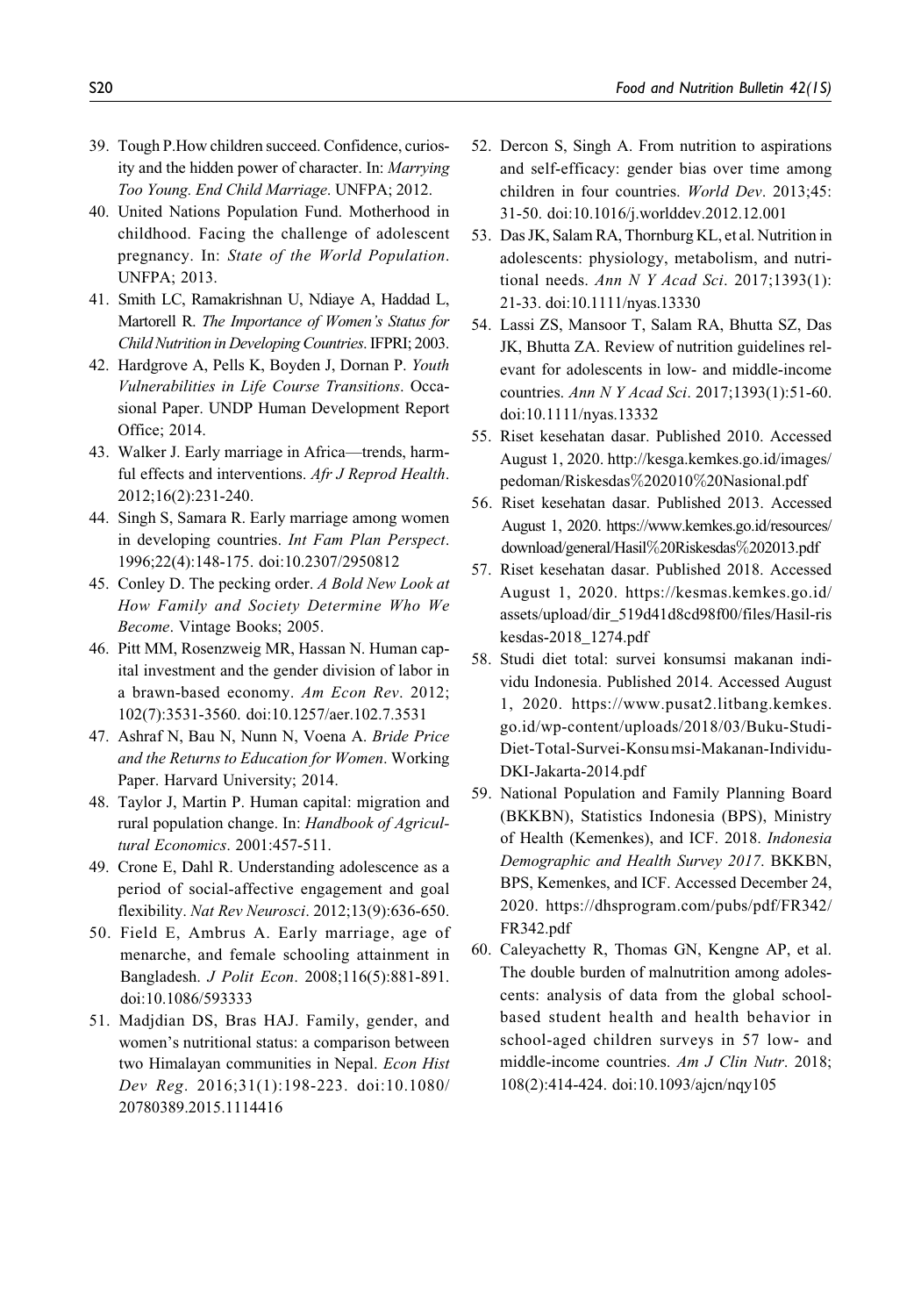39. Tough P.How children succeed. Confidence, curiosity and the hidden power of character. In: *Marrying Too Young. End Child Marriage*. UNFPA; 2012.
40. United Nations Population Fund. Motherhood in childhood. Facing the challenge of adolescent pregnancy. In: *State of the World Population*. UNFPA; 2013.
41. Smith LC, Ramakrishnan U, Ndiaye A, Haddad L, Martorell R. *The Importance of Women's Status for Child Nutrition in Developing Countries*. IFPRI; 2003.
42. Hardgrove A, Pells K, Boyden J, Dornan P. *Youth Vulnerabilities in Life Course Transitions*. Occasional Paper. UNDP Human Development Report Office; 2014.
43. Walker J. Early marriage in Africa—trends, harmful effects and interventions. *Afr J Reprod Health*. 2012;16(2):231-240.
44. Singh S, Samara R. Early marriage among women in developing countries. *Int Fam Plan Perspect*. 1996;22(4):148-175. doi:10.2307/2950812
45. Conley D. The pecking order. *A Bold New Look at How Family and Society Determine Who We Become*. Vintage Books; 2005.
46. Pitt MM, Rosenzweig MR, Hassan N. Human capital investment and the gender division of labor in a brawn-based economy. *Am Econ Rev*. 2012; 102(7):3531-3560. doi:10.1257/aer.102.7.3531
47. Ashraf N, Bau N, Nunn N, Voena A. *Bride Price and the Returns to Education for Women*. Working Paper. Harvard University; 2014.
48. Taylor J, Martin P. Human capital: migration and rural population change. In: *Handbook of Agricultural Economics*. 2001:457-511.
49. Crone E, Dahl R. Understanding adolescence as a period of social-affective engagement and goal flexibility. *Nat Rev Neurosci*. 2012;13(9):636-650.
50. Field E, Ambrus A. Early marriage, age of menarche, and female schooling attainment in Bangladesh. *J Polit Econ*. 2008;116(5):881-891. doi:10.1086/593333
51. Madjdian DS, Bras HAJ. Family, gender, and women's nutritional status: a comparison between two Himalayan communities in Nepal. *Econ Hist Dev Reg*. 2016;31(1):198-223. doi:10.1080/20780389.2015.1114416
52. Dercon S, Singh A. From nutrition to aspirations and self-efficacy: gender bias over time among children in four countries. *World Dev*. 2013;45: 31-50. doi:10.1016/j.worlddev.2012.12.001
53. Das JK, Salam RA, Thornburg KL, et al. Nutrition in adolescents: physiology, metabolism, and nutritional needs. *Ann N Y Acad Sci*. 2017;1393(1): 21-33. doi:10.1111/nyas.13330
54. Lassi ZS, Mansoor T, Salam RA, Bhutta SZ, Das JK, Bhutta ZA. Review of nutrition guidelines relevant for adolescents in low- and middle-income countries. *Ann N Y Acad Sci*. 2017;1393(1):51-60. doi:10.1111/nyas.13332
55. Riset kesehatan dasar. Published 2010. Accessed August 1, 2020. http://kesga.kemkes.go.id/images/pedoman/Riskesdas%202010%20Nasional.pdf
56. Riset kesehatan dasar. Published 2013. Accessed August 1, 2020. https://www.kemkes.go.id/resources/download/general/Hasil%20Riskesdas%202013.pdf
57. Riset kesehatan dasar. Published 2018. Accessed August 1, 2020. https://kesmas.kemkes.go.id/assets/upload/dir_519d41d8cd98f00/files/Hasil-riskesdas-2018_1274.pdf
58. Studi diet total: survei konsumsi makanan individu Indonesia. Published 2014. Accessed August 1, 2020. https://www.pusat2.litbang.kemkes.go.id/wp-content/uploads/2018/03/Buku-Studi-Diet-Total-Survei-Konsumsi-Makanan-Individu-DKI-Jakarta-2014.pdf
59. National Population and Family Planning Board (BKKBN), Statistics Indonesia (BPS), Ministry of Health (Kemenkes), and ICF. 2018. *Indonesia Demographic and Health Survey 2017*. BKKBN, BPS, Kemenkes, and ICF. Accessed December 24, 2020. https://dhsprogram.com/pubs/pdf/FR342/FR342.pdf
60. Caleyachetty R, Thomas GN, Kengne AP, et al. The double burden of malnutrition among adolescents: analysis of data from the global school-based student health and health behavior in school-aged children surveys in 57 low- and middle-income countries. *Am J Clin Nutr*. 2018; 108(2):414-424. doi:10.1093/ajcn/nqy105